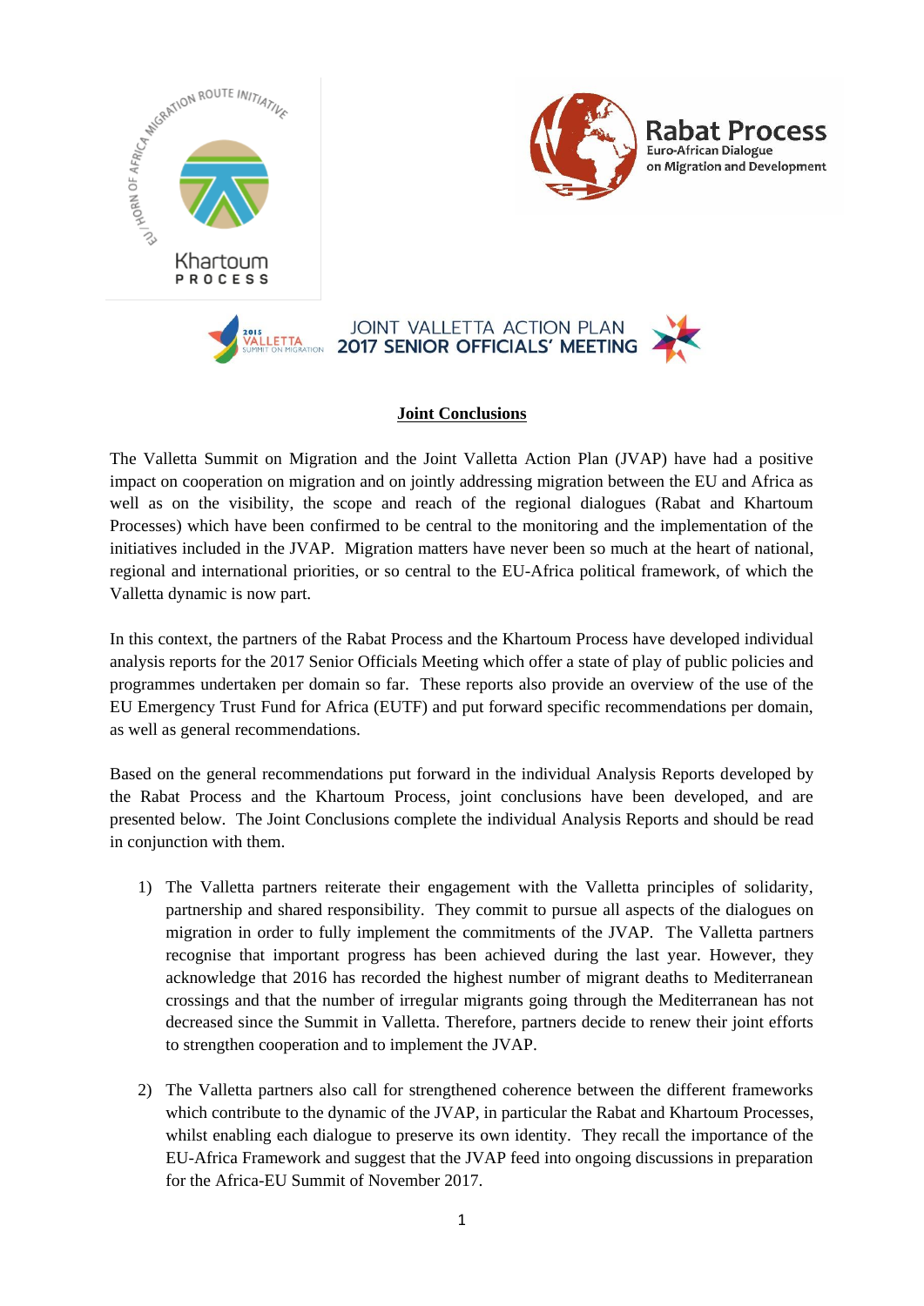# Joint Conclusions

The Valletta Summit on Migration and the Joint Valletta Action Plan (JVAP) have had a positive impact on cooperation on migration and on jointly addressing migration between the EU and Africa as well as on the visibility, the scope and reach of the regional dialogues (Rabat and Khartoum Processes) which have been confirmed to be central to the monitoring and the implementation of the initiatives included in the JVAP. Migration matters have never been so much at the heart of national, regional and international priorities, or so central to the EU-Africa political framework, of which the Valletta dynamic is now part.

In this context, the partners of the Rabat Process and the Khartoum Process have developed individual analysis reports for the 2017 Senior Officials Meeting which offer a state of play of public policies and programmes undertaken per domain so far. These reports also provide an overview of the use of the EU Emergency Trust Fund for Africa (EUTF) and put forward specific recommendations per domain, as well as general recommendations.

Based on the general recommendations put forward in the individual Analysis Reports developed by the Rabat Process and the Khartoum Process, joint conclusions have been developed, and are presented below. The Joint Conclusions complete the individual Analysis Reports and should be read in conjunction with them.

1) The Valletta partners reiterate their engagement with the Valletta principles of solidarity, partnership and shared responsibility. They commit to pursue all aspects of the dialogues on migration in order to fully implement the commitments of the JVAP. The Valletta partners recognise that important progress has been achieved during the last year. However, they acknowledge that 2016 has recorded the highest number of migrant deaths to Mediterranean crossings and that the number of irregular migrants going through the Mediterranean has not decreased since the Summit in Valletta. Therefore, partners decide to renew their joint efforts to strengthen cooperation and to implement the JVAP.

2) The Valletta partners also call for strengthened coherence between the different frameworks which contribute to the dynamic of the JVAP, in particular the Rabat and Khartoum Processes, whilst enabling each dialogue to preserve its own identity. They recall the importance of the EU-Africa Framework and suggest that the JVAP feed into ongoing discussions in preparation for the Africa-EU Summit of November 2017.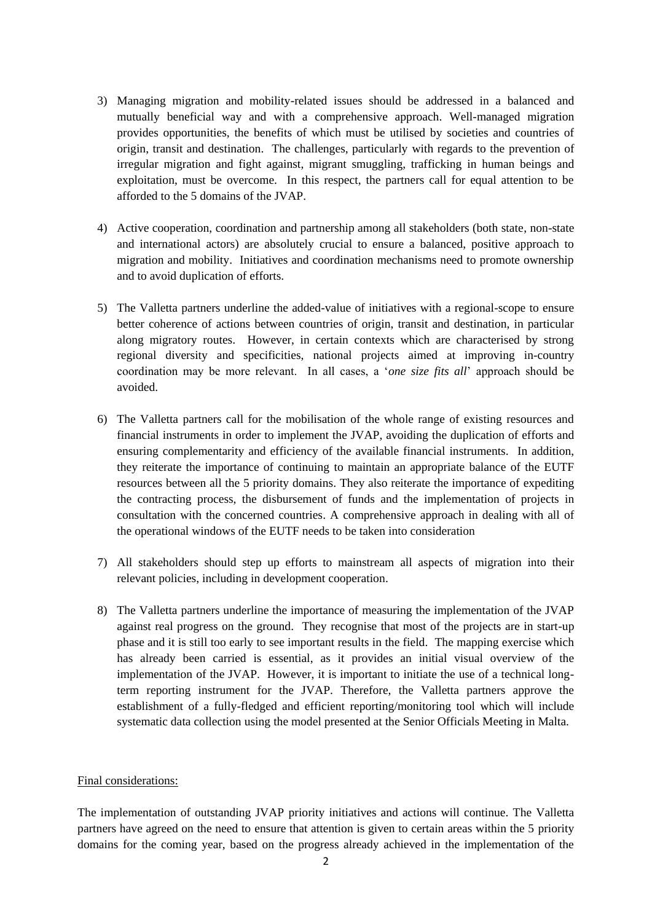3) Managing migration and mobility-related issues should be addressed in a balanced and mutually beneficial way and with a comprehensive approach. Well-managed migration provides opportunities, the benefits of which must be utilised by societies and countries of origin, transit and destination. The challenges, particularly with regards to the prevention of irregular migration and fight against, migrant smuggling, trafficking in human beings and exploitation, must be overcome. In this respect, the partners call for equal attention to be afforded to the 5 domains of the JVAP.

4) Active cooperation, coordination and partnership among all stakeholders (both state, non-state and international actors) are absolutely crucial to ensure a balanced, positive approach to migration and mobility. Initiatives and coordination mechanisms need to promote ownership and to avoid duplication of efforts.

5) The Valletta partners underline the added-value of initiatives with a regional-scope to ensure better coherence of actions between countries of origin, transit and destination, in particular along migratory routes. However, in certain contexts which are characterised by strong regional diversity and specificities, national projects aimed at improving in-country coordination may be more relevant. In all cases, a '*one size fits all*' approach should be avoided.

6) The Valletta partners call for the mobilisation of the whole range of existing resources and financial instruments in order to implement the JVAP, avoiding the duplication of efforts and ensuring complementarity and efficiency of the available financial instruments. In addition, they reiterate the importance of continuing to maintain an appropriate balance of the EUTF resources between all the 5 priority domains. They also reiterate the importance of expediting the contracting process, the disbursement of funds and the implementation of projects in consultation with the concerned countries. A comprehensive approach in dealing with all of the operational windows of the EUTF needs to be taken into consideration

7) All stakeholders should step up efforts to mainstream all aspects of migration into their relevant policies, including in development cooperation.

8) The Valletta partners underline the importance of measuring the implementation of the JVAP against real progress on the ground. They recognise that most of the projects are in start-up phase and it is still too early to see important results in the field. The mapping exercise which has already been carried is essential, as it provides an initial visual overview of the implementation of the JVAP. However, it is important to initiate the use of a technical long-term reporting instrument for the JVAP. Therefore, the Valletta partners approve the establishment of a fully-fledged and efficient reporting/monitoring tool which will include systematic data collection using the model presented at the Senior Officials Meeting in Malta.

Final considerations:

The implementation of outstanding JVAP priority initiatives and actions will continue. The Valletta partners have agreed on the need to ensure that attention is given to certain areas within the 5 priority domains for the coming year, based on the progress already achieved in the implementation of the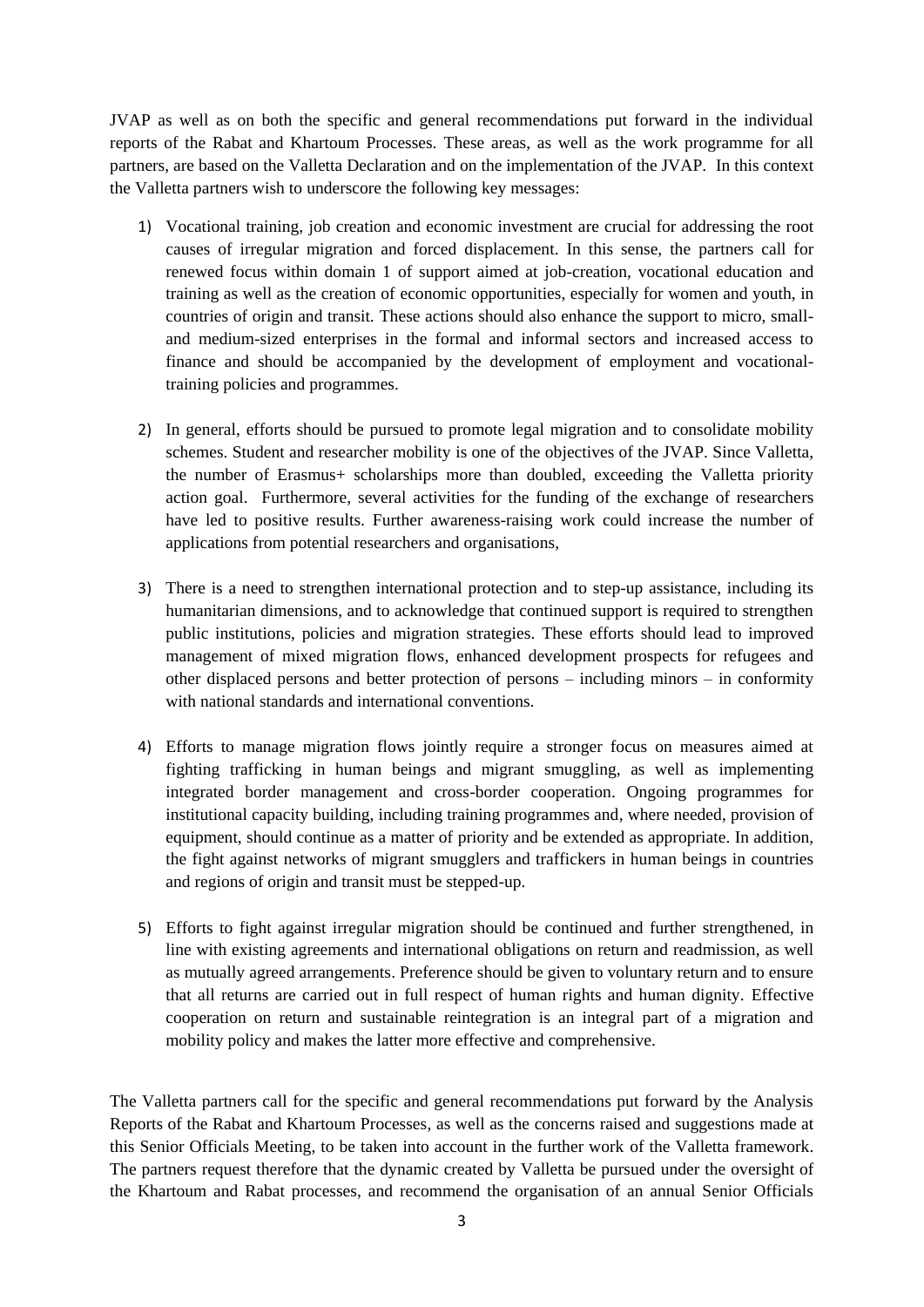JVAP as well as on both the specific and general recommendations put forward in the individual reports of the Rabat and Khartoum Processes. These areas, as well as the work programme for all partners, are based on the Valletta Declaration and on the implementation of the JVAP. In this context the Valletta partners wish to underscore the following key messages:

1) Vocational training, job creation and economic investment are crucial for addressing the root causes of irregular migration and forced displacement. In this sense, the partners call for renewed focus within domain 1 of support aimed at job-creation, vocational education and training as well as the creation of economic opportunities, especially for women and youth, in countries of origin and transit. These actions should also enhance the support to micro, small- and medium-sized enterprises in the formal and informal sectors and increased access to finance and should be accompanied by the development of employment and vocational-training policies and programmes.

2) In general, efforts should be pursued to promote legal migration and to consolidate mobility schemes. Student and researcher mobility is one of the objectives of the JVAP. Since Valletta, the number of Erasmus+ scholarships more than doubled, exceeding the Valletta priority action goal. Furthermore, several activities for the funding of the exchange of researchers have led to positive results. Further awareness-raising work could increase the number of applications from potential researchers and organisations,

3) There is a need to strengthen international protection and to step-up assistance, including its humanitarian dimensions, and to acknowledge that continued support is required to strengthen public institutions, policies and migration strategies. These efforts should lead to improved management of mixed migration flows, enhanced development prospects for refugees and other displaced persons and better protection of persons – including minors – in conformity with national standards and international conventions.

4) Efforts to manage migration flows jointly require a stronger focus on measures aimed at fighting trafficking in human beings and migrant smuggling, as well as implementing integrated border management and cross-border cooperation. Ongoing programmes for institutional capacity building, including training programmes and, where needed, provision of equipment, should continue as a matter of priority and be extended as appropriate. In addition, the fight against networks of migrant smugglers and traffickers in human beings in countries and regions of origin and transit must be stepped-up.

5) Efforts to fight against irregular migration should be continued and further strengthened, in line with existing agreements and international obligations on return and readmission, as well as mutually agreed arrangements. Preference should be given to voluntary return and to ensure that all returns are carried out in full respect of human rights and human dignity. Effective cooperation on return and sustainable reintegration is an integral part of a migration and mobility policy and makes the latter more effective and comprehensive.

The Valletta partners call for the specific and general recommendations put forward by the Analysis Reports of the Rabat and Khartoum Processes, as well as the concerns raised and suggestions made at this Senior Officials Meeting, to be taken into account in the further work of the Valletta framework. The partners request therefore that the dynamic created by Valletta be pursued under the oversight of the Khartoum and Rabat processes, and recommend the organisation of an annual Senior Officials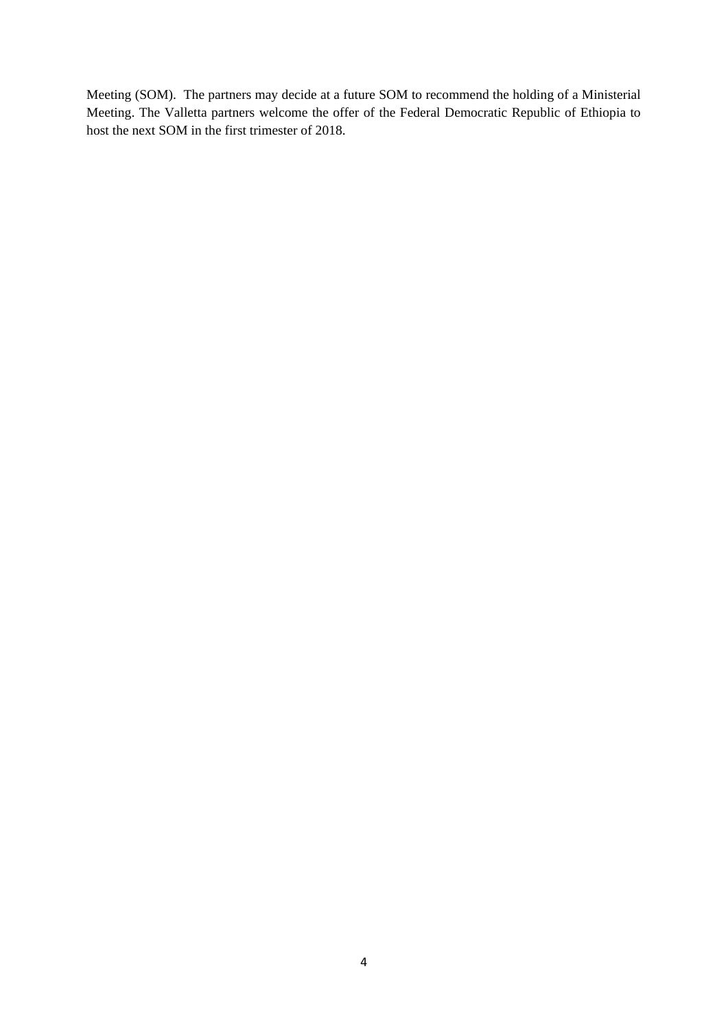Meeting (SOM). The partners may decide at a future SOM to recommend the holding of a Ministerial Meeting. The Valletta partners welcome the offer of the Federal Democratic Republic of Ethiopia to host the next SOM in the first trimester of 2018.